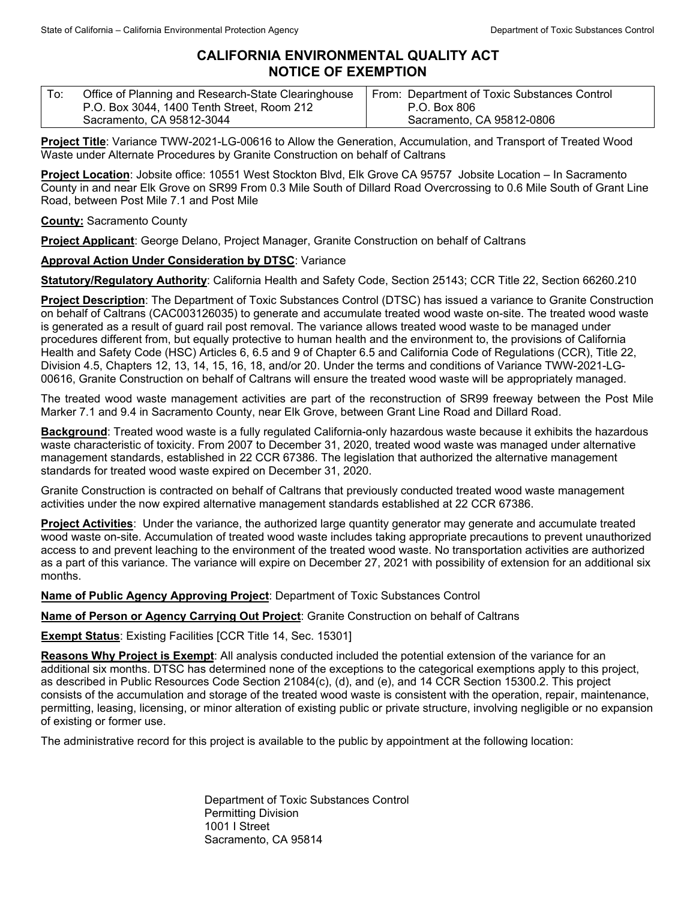# CALIFORNIA ENVIRONMENTAL QUALITY ACT
# NOTICE OF EXEMPTION

| To: Office of Planning and Research-State Clearinghouse<br>P.O. Box 3044, 1400 Tenth Street, Room 212<br>Sacramento, CA 95812-3044 | From: Department of Toxic Substances Control<br>P.O. Box 806<br>Sacramento, CA 95812-0806 |
|---|---|

**Project Title**: Variance TWW-2021-LG-00616 to Allow the Generation, Accumulation, and Transport of Treated Wood Waste under Alternate Procedures by Granite Construction on behalf of Caltrans

**Project Location**: Jobsite office: 10551 West Stockton Blvd, Elk Grove CA 95757 Jobsite Location – In Sacramento County in and near Elk Grove on SR99 From 0.3 Mile South of Dillard Road Overcrossing to 0.6 Mile South of Grant Line Road, between Post Mile 7.1 and Post Mile

**County:** Sacramento County

**Project Applicant**: George Delano, Project Manager, Granite Construction on behalf of Caltrans

**Approval Action Under Consideration by DTSC**: Variance

**Statutory/Regulatory Authority**: California Health and Safety Code, Section 25143; CCR Title 22, Section 66260.210

**Project Description**: The Department of Toxic Substances Control (DTSC) has issued a variance to Granite Construction on behalf of Caltrans (CAC003126035) to generate and accumulate treated wood waste on-site. The treated wood waste is generated as a result of guard rail post removal. The variance allows treated wood waste to be managed under procedures different from, but equally protective to human health and the environment to, the provisions of California Health and Safety Code (HSC) Articles 6, 6.5 and 9 of Chapter 6.5 and California Code of Regulations (CCR), Title 22, Division 4.5, Chapters 12, 13, 14, 15, 16, 18, and/or 20. Under the terms and conditions of Variance TWW-2021-LG-00616, Granite Construction on behalf of Caltrans will ensure the treated wood waste will be appropriately managed.

The treated wood waste management activities are part of the reconstruction of SR99 freeway between the Post Mile Marker 7.1 and 9.4 in Sacramento County, near Elk Grove, between Grant Line Road and Dillard Road.

**Background**: Treated wood waste is a fully regulated California-only hazardous waste because it exhibits the hazardous waste characteristic of toxicity. From 2007 to December 31, 2020, treated wood waste was managed under alternative management standards, established in 22 CCR 67386. The legislation that authorized the alternative management standards for treated wood waste expired on December 31, 2020.

Granite Construction is contracted on behalf of Caltrans that previously conducted treated wood waste management activities under the now expired alternative management standards established at 22 CCR 67386.

**Project Activities**: Under the variance, the authorized large quantity generator may generate and accumulate treated wood waste on-site. Accumulation of treated wood waste includes taking appropriate precautions to prevent unauthorized access to and prevent leaching to the environment of the treated wood waste. No transportation activities are authorized as a part of this variance. The variance will expire on December 27, 2021 with possibility of extension for an additional six months.

**Name of Public Agency Approving Project**: Department of Toxic Substances Control

**Name of Person or Agency Carrying Out Project**: Granite Construction on behalf of Caltrans

**Exempt Status**: Existing Facilities [CCR Title 14, Sec. 15301]

**Reasons Why Project is Exempt**: All analysis conducted included the potential extension of the variance for an additional six months. DTSC has determined none of the exceptions to the categorical exemptions apply to this project, as described in Public Resources Code Section 21084(c), (d), and (e), and 14 CCR Section 15300.2. This project consists of the accumulation and storage of the treated wood waste is consistent with the operation, repair, maintenance, permitting, leasing, licensing, or minor alteration of existing public or private structure, involving negligible or no expansion of existing or former use.

The administrative record for this project is available to the public by appointment at the following location:

Department of Toxic Substances Control
Permitting Division
1001 I Street
Sacramento, CA 95814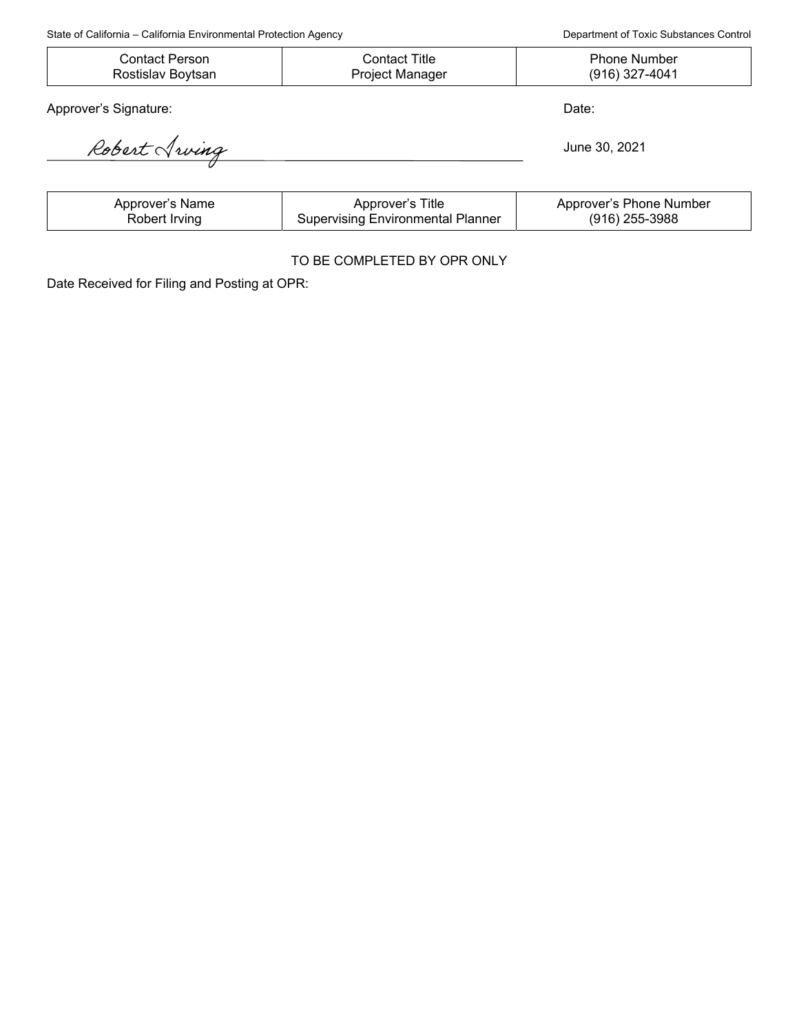| Contact Person | Contact Title | Phone Number |
| --- | --- | --- |
| Rostislav Boytsan | Project Manager | (916) 327-4041 |

Approver's Signature: Robert Irving

Date: June 30, 2021

| Approver's Name | Approver's Title | Approver's Phone Number |
| --- | --- | --- |
| Robert Irving | Supervising Environmental Planner | (916) 255-3988 |

TO BE COMPLETED BY OPR ONLY

Date Received for Filing and Posting at OPR: